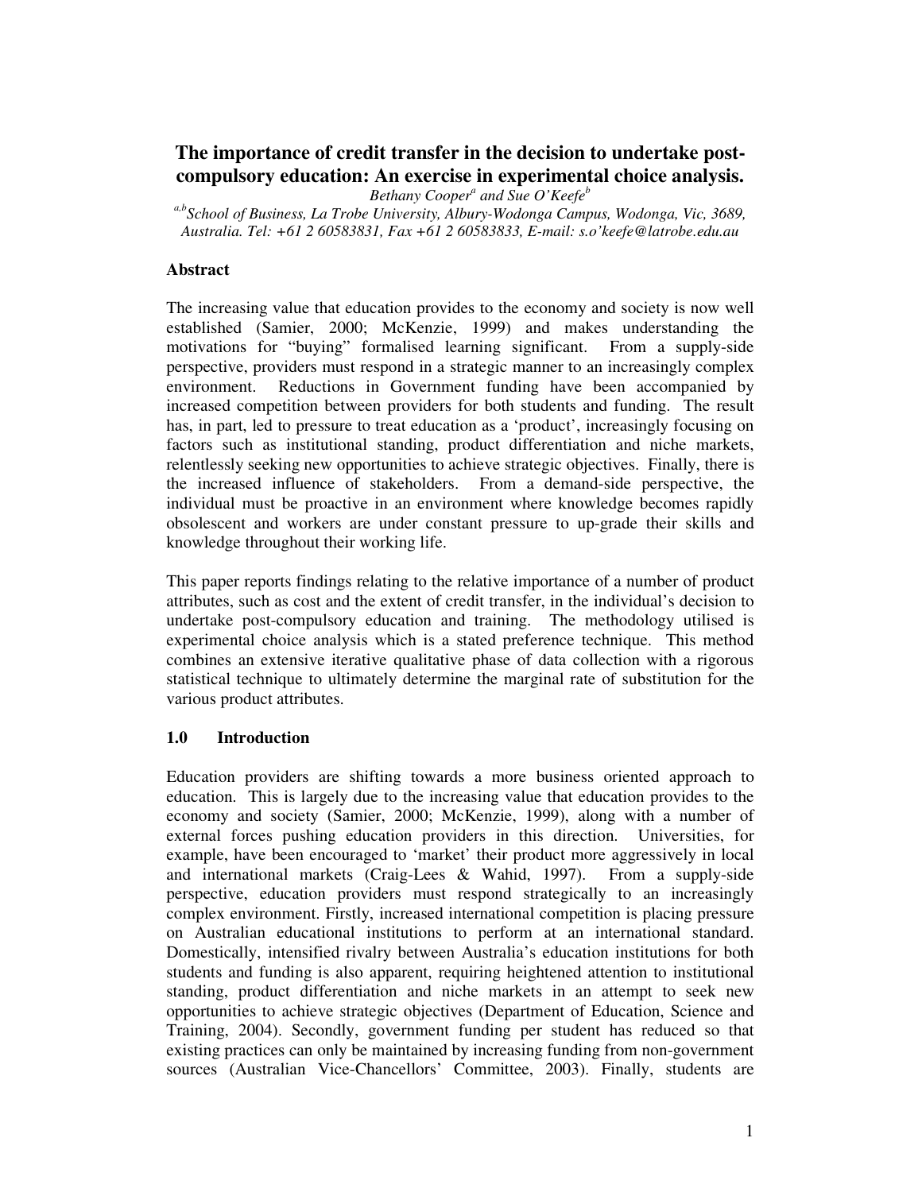# The importance of credit transfer in the decision to undertake post-compulsory education: An exercise in experimental choice analysis.

*Bethany Cooper[a] and Sue O'Keefe[b]*

*[a,b]School of Business, La Trobe University, Albury-Wodonga Campus, Wodonga, Vic, 3689, Australia. Tel: +61 2 60583831, Fax +61 2 60583833, E-mail: s.o'keefe@latrobe.edu.au*

## Abstract

The increasing value that education provides to the economy and society is now well established (Samier, 2000; McKenzie, 1999) and makes understanding the motivations for "buying" formalised learning significant. From a supply-side perspective, providers must respond in a strategic manner to an increasingly complex environment. Reductions in Government funding have been accompanied by increased competition between providers for both students and funding. The result has, in part, led to pressure to treat education as a 'product', increasingly focusing on factors such as institutional standing, product differentiation and niche markets, relentlessly seeking new opportunities to achieve strategic objectives. Finally, there is the increased influence of stakeholders. From a demand-side perspective, the individual must be proactive in an environment where knowledge becomes rapidly obsolescent and workers are under constant pressure to up-grade their skills and knowledge throughout their working life.

This paper reports findings relating to the relative importance of a number of product attributes, such as cost and the extent of credit transfer, in the individual's decision to undertake post-compulsory education and training. The methodology utilised is experimental choice analysis which is a stated preference technique. This method combines an extensive iterative qualitative phase of data collection with a rigorous statistical technique to ultimately determine the marginal rate of substitution for the various product attributes.

## 1.0 Introduction

Education providers are shifting towards a more business oriented approach to education. This is largely due to the increasing value that education provides to the economy and society (Samier, 2000; McKenzie, 1999), along with a number of external forces pushing education providers in this direction. Universities, for example, have been encouraged to 'market' their product more aggressively in local and international markets (Craig-Lees & Wahid, 1997). From a supply-side perspective, education providers must respond strategically to an increasingly complex environment. Firstly, increased international competition is placing pressure on Australian educational institutions to perform at an international standard. Domestically, intensified rivalry between Australia's education institutions for both students and funding is also apparent, requiring heightened attention to institutional standing, product differentiation and niche markets in an attempt to seek new opportunities to achieve strategic objectives (Department of Education, Science and Training, 2004). Secondly, government funding per student has reduced so that existing practices can only be maintained by increasing funding from non-government sources (Australian Vice-Chancellors' Committee, 2003). Finally, students are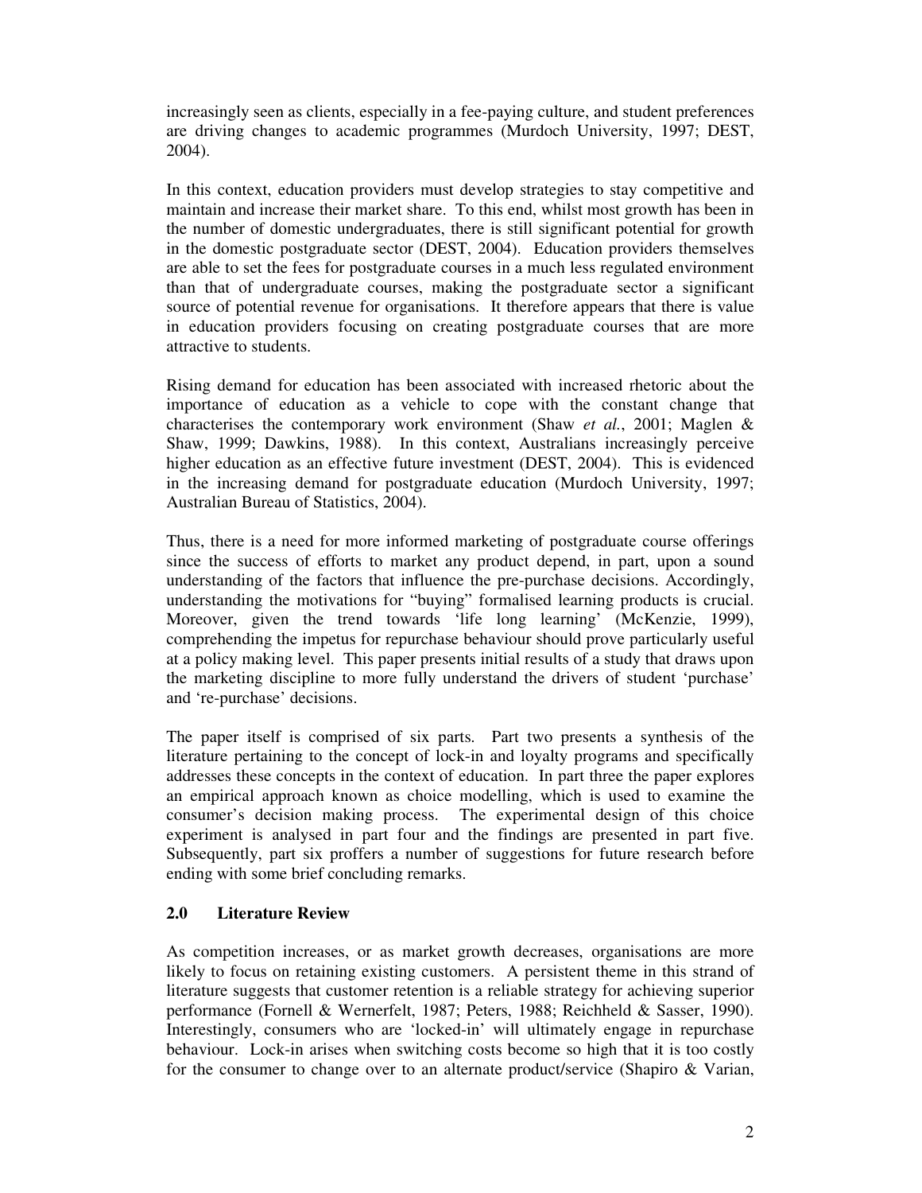increasingly seen as clients, especially in a fee-paying culture, and student preferences are driving changes to academic programmes (Murdoch University, 1997; DEST, 2004).

In this context, education providers must develop strategies to stay competitive and maintain and increase their market share. To this end, whilst most growth has been in the number of domestic undergraduates, there is still significant potential for growth in the domestic postgraduate sector (DEST, 2004). Education providers themselves are able to set the fees for postgraduate courses in a much less regulated environment than that of undergraduate courses, making the postgraduate sector a significant source of potential revenue for organisations. It therefore appears that there is value in education providers focusing on creating postgraduate courses that are more attractive to students.

Rising demand for education has been associated with increased rhetoric about the importance of education as a vehicle to cope with the constant change that characterises the contemporary work environment (Shaw *et al.*, 2001; Maglen & Shaw, 1999; Dawkins, 1988). In this context, Australians increasingly perceive higher education as an effective future investment (DEST, 2004). This is evidenced in the increasing demand for postgraduate education (Murdoch University, 1997; Australian Bureau of Statistics, 2004).

Thus, there is a need for more informed marketing of postgraduate course offerings since the success of efforts to market any product depend, in part, upon a sound understanding of the factors that influence the pre-purchase decisions. Accordingly, understanding the motivations for "buying" formalised learning products is crucial. Moreover, given the trend towards 'life long learning' (McKenzie, 1999), comprehending the impetus for repurchase behaviour should prove particularly useful at a policy making level. This paper presents initial results of a study that draws upon the marketing discipline to more fully understand the drivers of student 'purchase' and 're-purchase' decisions.

The paper itself is comprised of six parts. Part two presents a synthesis of the literature pertaining to the concept of lock-in and loyalty programs and specifically addresses these concepts in the context of education. In part three the paper explores an empirical approach known as choice modelling, which is used to examine the consumer's decision making process. The experimental design of this choice experiment is analysed in part four and the findings are presented in part five. Subsequently, part six proffers a number of suggestions for future research before ending with some brief concluding remarks.

## 2.0 Literature Review

As competition increases, or as market growth decreases, organisations are more likely to focus on retaining existing customers. A persistent theme in this strand of literature suggests that customer retention is a reliable strategy for achieving superior performance (Fornell & Wernerfelt, 1987; Peters, 1988; Reichheld & Sasser, 1990). Interestingly, consumers who are 'locked-in' will ultimately engage in repurchase behaviour. Lock-in arises when switching costs become so high that it is too costly for the consumer to change over to an alternate product/service (Shapiro & Varian,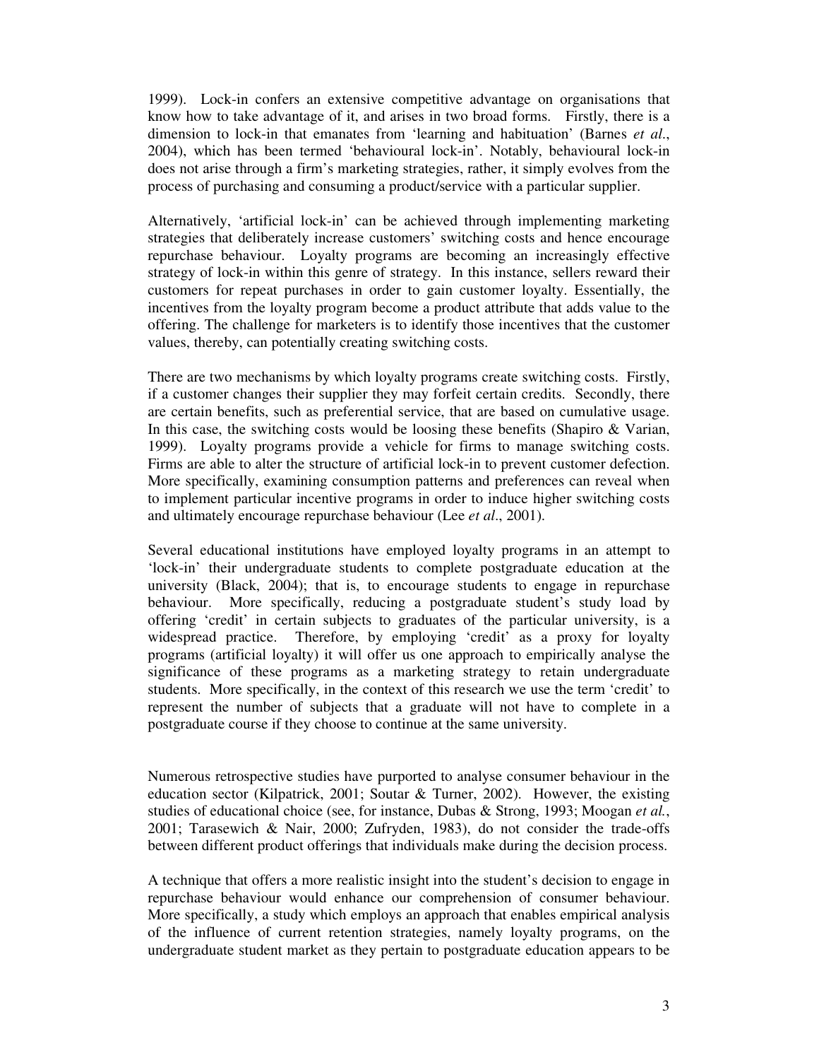1999). Lock-in confers an extensive competitive advantage on organisations that know how to take advantage of it, and arises in two broad forms. Firstly, there is a dimension to lock-in that emanates from 'learning and habituation' (Barnes *et al*., 2004), which has been termed 'behavioural lock-in'. Notably, behavioural lock-in does not arise through a firm's marketing strategies, rather, it simply evolves from the process of purchasing and consuming a product/service with a particular supplier.

Alternatively, 'artificial lock-in' can be achieved through implementing marketing strategies that deliberately increase customers' switching costs and hence encourage repurchase behaviour. Loyalty programs are becoming an increasingly effective strategy of lock-in within this genre of strategy. In this instance, sellers reward their customers for repeat purchases in order to gain customer loyalty. Essentially, the incentives from the loyalty program become a product attribute that adds value to the offering. The challenge for marketers is to identify those incentives that the customer values, thereby, can potentially creating switching costs.

There are two mechanisms by which loyalty programs create switching costs. Firstly, if a customer changes their supplier they may forfeit certain credits. Secondly, there are certain benefits, such as preferential service, that are based on cumulative usage. In this case, the switching costs would be loosing these benefits (Shapiro & Varian, 1999). Loyalty programs provide a vehicle for firms to manage switching costs. Firms are able to alter the structure of artificial lock-in to prevent customer defection. More specifically, examining consumption patterns and preferences can reveal when to implement particular incentive programs in order to induce higher switching costs and ultimately encourage repurchase behaviour (Lee *et al*., 2001).

Several educational institutions have employed loyalty programs in an attempt to 'lock-in' their undergraduate students to complete postgraduate education at the university (Black, 2004); that is, to encourage students to engage in repurchase behaviour. More specifically, reducing a postgraduate student's study load by offering 'credit' in certain subjects to graduates of the particular university, is a widespread practice. Therefore, by employing 'credit' as a proxy for loyalty programs (artificial loyalty) it will offer us one approach to empirically analyse the significance of these programs as a marketing strategy to retain undergraduate students. More specifically, in the context of this research we use the term 'credit' to represent the number of subjects that a graduate will not have to complete in a postgraduate course if they choose to continue at the same university.

Numerous retrospective studies have purported to analyse consumer behaviour in the education sector (Kilpatrick, 2001; Soutar & Turner, 2002). However, the existing studies of educational choice (see, for instance, Dubas & Strong, 1993; Moogan *et al.*, 2001; Tarasewich & Nair, 2000; Zufryden, 1983), do not consider the trade-offs between different product offerings that individuals make during the decision process.

A technique that offers a more realistic insight into the student's decision to engage in repurchase behaviour would enhance our comprehension of consumer behaviour. More specifically, a study which employs an approach that enables empirical analysis of the influence of current retention strategies, namely loyalty programs, on the undergraduate student market as they pertain to postgraduate education appears to be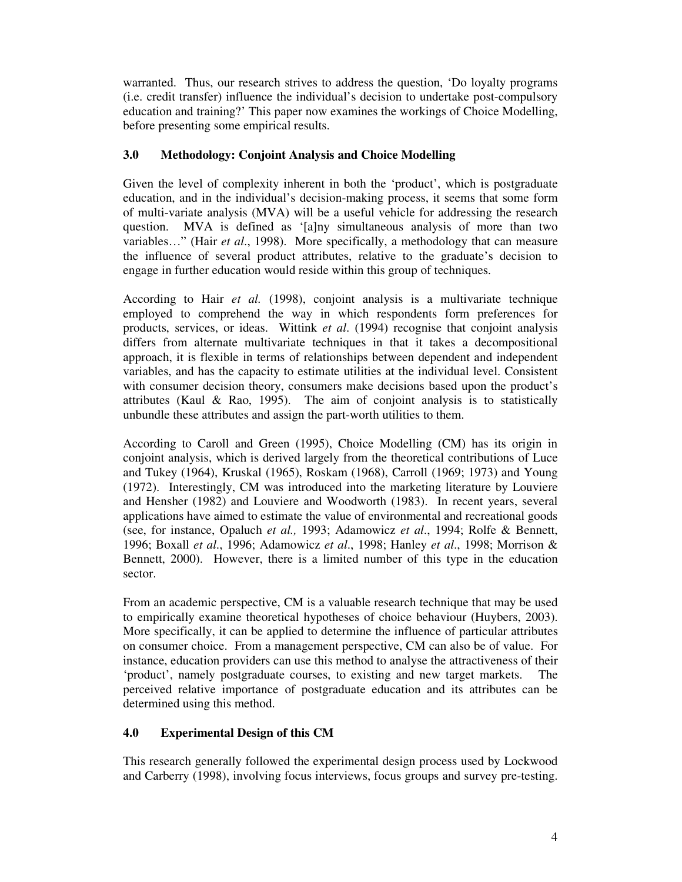warranted. Thus, our research strives to address the question, 'Do loyalty programs (i.e. credit transfer) influence the individual's decision to undertake post-compulsory education and training?' This paper now examines the workings of Choice Modelling, before presenting some empirical results.

## 3.0 Methodology: Conjoint Analysis and Choice Modelling

Given the level of complexity inherent in both the 'product', which is postgraduate education, and in the individual's decision-making process, it seems that some form of multi-variate analysis (MVA) will be a useful vehicle for addressing the research question. MVA is defined as '[a]ny simultaneous analysis of more than two variables…" (Hair *et al*., 1998). More specifically, a methodology that can measure the influence of several product attributes, relative to the graduate's decision to engage in further education would reside within this group of techniques.

According to Hair *et al.* (1998), conjoint analysis is a multivariate technique employed to comprehend the way in which respondents form preferences for products, services, or ideas. Wittink *et al*. (1994) recognise that conjoint analysis differs from alternate multivariate techniques in that it takes a decompositional approach, it is flexible in terms of relationships between dependent and independent variables, and has the capacity to estimate utilities at the individual level. Consistent with consumer decision theory, consumers make decisions based upon the product's attributes (Kaul & Rao, 1995). The aim of conjoint analysis is to statistically unbundle these attributes and assign the part-worth utilities to them.

According to Caroll and Green (1995), Choice Modelling (CM) has its origin in conjoint analysis, which is derived largely from the theoretical contributions of Luce and Tukey (1964), Kruskal (1965), Roskam (1968), Carroll (1969; 1973) and Young (1972). Interestingly, CM was introduced into the marketing literature by Louviere and Hensher (1982) and Louviere and Woodworth (1983). In recent years, several applications have aimed to estimate the value of environmental and recreational goods (see, for instance, Opaluch *et al.,* 1993; Adamowicz *et al*., 1994; Rolfe & Bennett, 1996; Boxall *et al*., 1996; Adamowicz *et al*., 1998; Hanley *et al*., 1998; Morrison & Bennett, 2000). However, there is a limited number of this type in the education sector.

From an academic perspective, CM is a valuable research technique that may be used to empirically examine theoretical hypotheses of choice behaviour (Huybers, 2003). More specifically, it can be applied to determine the influence of particular attributes on consumer choice. From a management perspective, CM can also be of value. For instance, education providers can use this method to analyse the attractiveness of their 'product', namely postgraduate courses, to existing and new target markets. The perceived relative importance of postgraduate education and its attributes can be determined using this method.

## 4.0 Experimental Design of this CM

This research generally followed the experimental design process used by Lockwood and Carberry (1998), involving focus interviews, focus groups and survey pre-testing.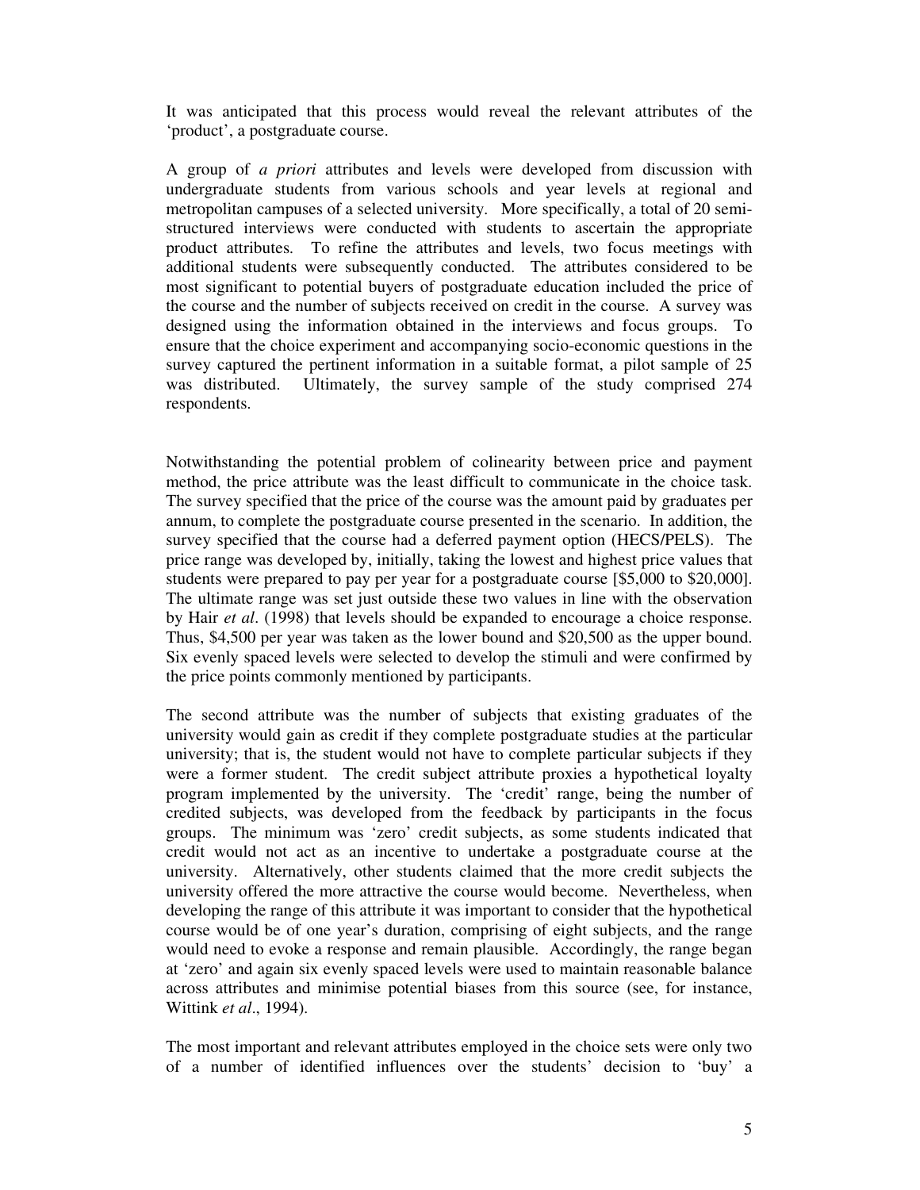It was anticipated that this process would reveal the relevant attributes of the 'product', a postgraduate course.

A group of *a priori* attributes and levels were developed from discussion with undergraduate students from various schools and year levels at regional and metropolitan campuses of a selected university. More specifically, a total of 20 semi-structured interviews were conducted with students to ascertain the appropriate product attributes. To refine the attributes and levels, two focus meetings with additional students were subsequently conducted. The attributes considered to be most significant to potential buyers of postgraduate education included the price of the course and the number of subjects received on credit in the course. A survey was designed using the information obtained in the interviews and focus groups. To ensure that the choice experiment and accompanying socio-economic questions in the survey captured the pertinent information in a suitable format, a pilot sample of 25 was distributed. Ultimately, the survey sample of the study comprised 274 respondents.

Notwithstanding the potential problem of colinearity between price and payment method, the price attribute was the least difficult to communicate in the choice task. The survey specified that the price of the course was the amount paid by graduates per annum, to complete the postgraduate course presented in the scenario. In addition, the survey specified that the course had a deferred payment option (HECS/PELS). The price range was developed by, initially, taking the lowest and highest price values that students were prepared to pay per year for a postgraduate course [$5,000 to $20,000]. The ultimate range was set just outside these two values in line with the observation by Hair *et al*. (1998) that levels should be expanded to encourage a choice response. Thus, $4,500 per year was taken as the lower bound and $20,500 as the upper bound. Six evenly spaced levels were selected to develop the stimuli and were confirmed by the price points commonly mentioned by participants.

The second attribute was the number of subjects that existing graduates of the university would gain as credit if they complete postgraduate studies at the particular university; that is, the student would not have to complete particular subjects if they were a former student. The credit subject attribute proxies a hypothetical loyalty program implemented by the university. The 'credit' range, being the number of credited subjects, was developed from the feedback by participants in the focus groups. The minimum was 'zero' credit subjects, as some students indicated that credit would not act as an incentive to undertake a postgraduate course at the university. Alternatively, other students claimed that the more credit subjects the university offered the more attractive the course would become. Nevertheless, when developing the range of this attribute it was important to consider that the hypothetical course would be of one year's duration, comprising of eight subjects, and the range would need to evoke a response and remain plausible. Accordingly, the range began at 'zero' and again six evenly spaced levels were used to maintain reasonable balance across attributes and minimise potential biases from this source (see, for instance, Wittink *et al*., 1994).

The most important and relevant attributes employed in the choice sets were only two of a number of identified influences over the students' decision to 'buy' a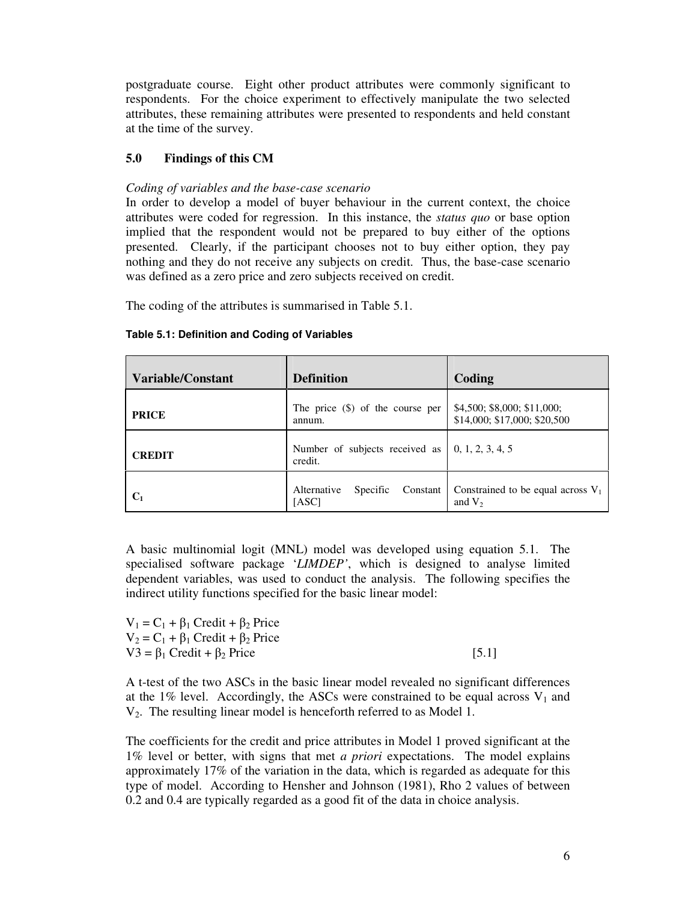postgraduate course. Eight other product attributes were commonly significant to respondents. For the choice experiment to effectively manipulate the two selected attributes, these remaining attributes were presented to respondents and held constant at the time of the survey.

## 5.0 Findings of this CM

*Coding of variables and the base-case scenario*

In order to develop a model of buyer behaviour in the current context, the choice attributes were coded for regression. In this instance, the *status quo* or base option implied that the respondent would not be prepared to buy either of the options presented. Clearly, if the participant chooses not to buy either option, they pay nothing and they do not receive any subjects on credit. Thus, the base-case scenario was defined as a zero price and zero subjects received on credit.

The coding of the attributes is summarised in Table 5.1.

**Table 5.1: Definition and Coding of Variables**

| Variable/Constant | Definition | Coding |
|---|---|---|
| **PRICE** | The price ($) of the course per annum. | $4,500; $8,000; $11,000; $14,000; $17,000; $20,500 |
| **CREDIT** | Number of subjects received as credit. | 0, 1, 2, 3, 4, 5 |
| $C_1$ | Alternative Specific Constant [ASC] | Constrained to be equal across $V_1$ and $V_2$ |

A basic multinomial logit (MNL) model was developed using equation 5.1. The specialised software package '*LIMDEP*', which is designed to analyse limited dependent variables, was used to conduct the analysis. The following specifies the indirect utility functions specified for the basic linear model:

$$
\begin{aligned}
V_1 &= C_1 + \beta_1 \text{ Credit} + \beta_2 \text{ Price} \\
V_2 &= C_1 + \beta_1 \text{ Credit} + \beta_2 \text{ Price} \\
V3 &= \beta_1 \text{ Credit} + \beta_2 \text{ Price}
\end{aligned}
\qquad [5.1]
$$

A t-test of the two ASCs in the basic linear model revealed no significant differences at the 1% level. Accordingly, the ASCs were constrained to be equal across $V_1$ and $V_2$. The resulting linear model is henceforth referred to as Model 1.

The coefficients for the credit and price attributes in Model 1 proved significant at the 1% level or better, with signs that met *a priori* expectations. The model explains approximately 17% of the variation in the data, which is regarded as adequate for this type of model. According to Hensher and Johnson (1981), Rho 2 values of between 0.2 and 0.4 are typically regarded as a good fit of the data in choice analysis.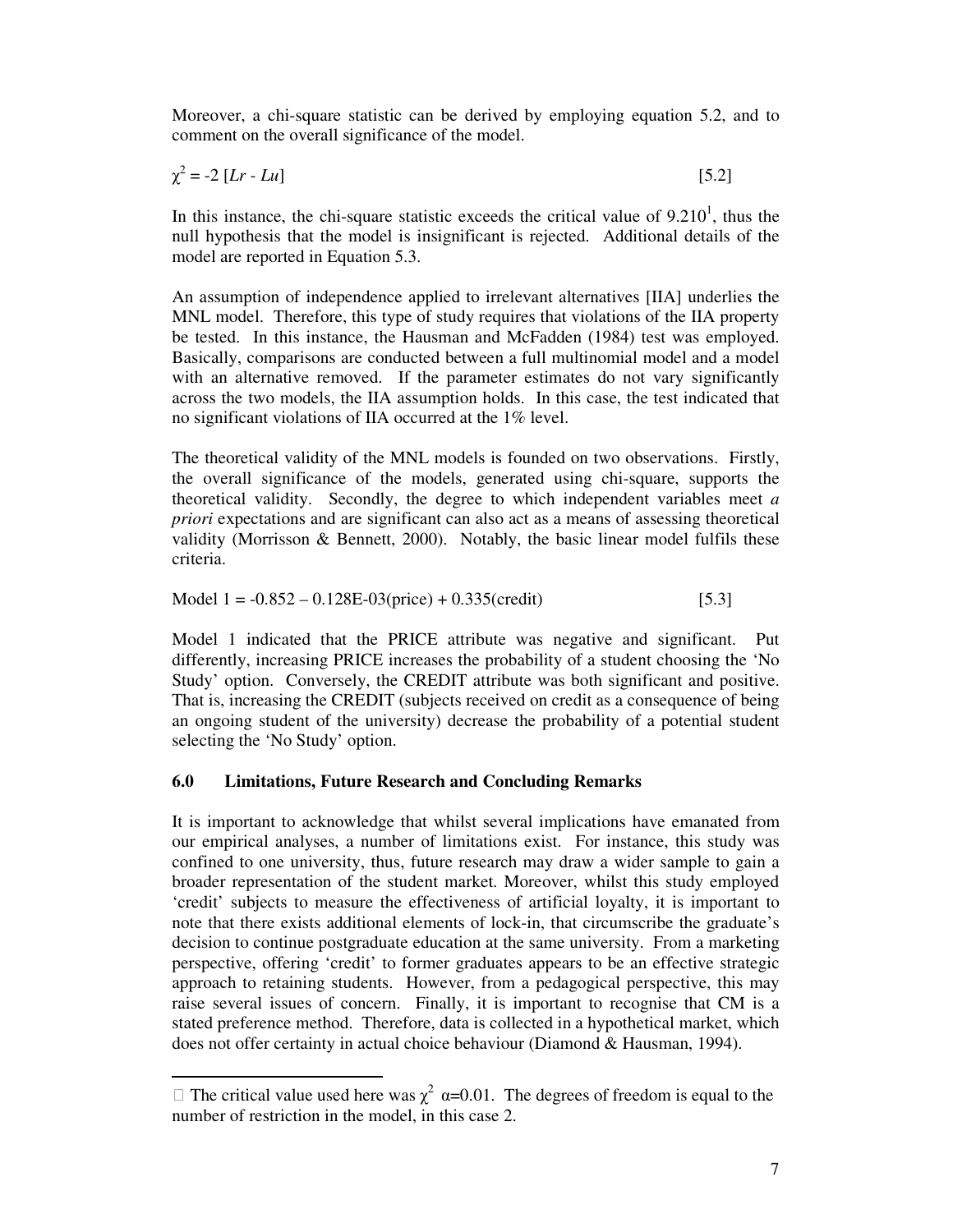Moreover, a chi-square statistic can be derived by employing equation 5.2, and to comment on the overall significance of the model.

$$\chi^2 = -2\ [Lr - Lu] \qquad [5.2]$$

In this instance, the chi-square statistic exceeds the critical value of 9.210[1], thus the null hypothesis that the model is insignificant is rejected. Additional details of the model are reported in Equation 5.3.

An assumption of independence applied to irrelevant alternatives [IIA] underlies the MNL model. Therefore, this type of study requires that violations of the IIA property be tested. In this instance, the Hausman and McFadden (1984) test was employed. Basically, comparisons are conducted between a full multinomial model and a model with an alternative removed. If the parameter estimates do not vary significantly across the two models, the IIA assumption holds. In this case, the test indicated that no significant violations of IIA occurred at the 1% level.

The theoretical validity of the MNL models is founded on two observations. Firstly, the overall significance of the models, generated using chi-square, supports the theoretical validity. Secondly, the degree to which independent variables meet *a priori* expectations and are significant can also act as a means of assessing theoretical validity (Morrisson & Bennett, 2000). Notably, the basic linear model fulfils these criteria.

Model 1 = -0.852 – 0.128E-03(price) + 0.335(credit) [5.3]

Model 1 indicated that the PRICE attribute was negative and significant. Put differently, increasing PRICE increases the probability of a student choosing the 'No Study' option. Conversely, the CREDIT attribute was both significant and positive. That is, increasing the CREDIT (subjects received on credit as a consequence of being an ongoing student of the university) decrease the probability of a potential student selecting the 'No Study' option.

## 6.0 Limitations, Future Research and Concluding Remarks

It is important to acknowledge that whilst several implications have emanated from our empirical analyses, a number of limitations exist. For instance, this study was confined to one university, thus, future research may draw a wider sample to gain a broader representation of the student market. Moreover, whilst this study employed 'credit' subjects to measure the effectiveness of artificial loyalty, it is important to note that there exists additional elements of lock-in, that circumscribe the graduate's decision to continue postgraduate education at the same university. From a marketing perspective, offering 'credit' to former graduates appears to be an effective strategic approach to retaining students. However, from a pedagogical perspective, this may raise several issues of concern. Finally, it is important to recognise that CM is a stated preference method. Therefore, data is collected in a hypothetical market, which does not offer certainty in actual choice behaviour (Diamond & Hausman, 1994).

---

[1] The critical value used here was $\chi^2$ $\alpha$=0.01. The degrees of freedom is equal to the number of restriction in the model, in this case 2.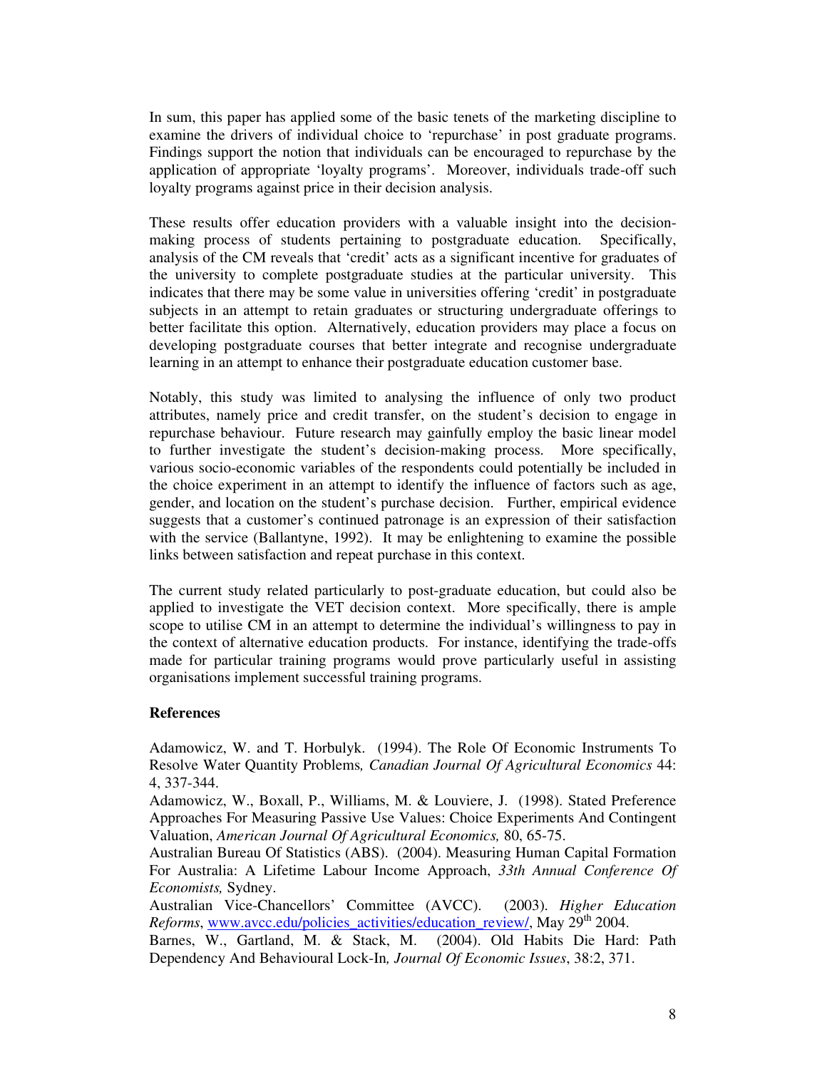In sum, this paper has applied some of the basic tenets of the marketing discipline to examine the drivers of individual choice to 'repurchase' in post graduate programs. Findings support the notion that individuals can be encouraged to repurchase by the application of appropriate 'loyalty programs'. Moreover, individuals trade-off such loyalty programs against price in their decision analysis.

These results offer education providers with a valuable insight into the decision-making process of students pertaining to postgraduate education. Specifically, analysis of the CM reveals that 'credit' acts as a significant incentive for graduates of the university to complete postgraduate studies at the particular university. This indicates that there may be some value in universities offering 'credit' in postgraduate subjects in an attempt to retain graduates or structuring undergraduate offerings to better facilitate this option. Alternatively, education providers may place a focus on developing postgraduate courses that better integrate and recognise undergraduate learning in an attempt to enhance their postgraduate education customer base.

Notably, this study was limited to analysing the influence of only two product attributes, namely price and credit transfer, on the student's decision to engage in repurchase behaviour. Future research may gainfully employ the basic linear model to further investigate the student's decision-making process. More specifically, various socio-economic variables of the respondents could potentially be included in the choice experiment in an attempt to identify the influence of factors such as age, gender, and location on the student's purchase decision. Further, empirical evidence suggests that a customer's continued patronage is an expression of their satisfaction with the service (Ballantyne, 1992). It may be enlightening to examine the possible links between satisfaction and repeat purchase in this context.

The current study related particularly to post-graduate education, but could also be applied to investigate the VET decision context. More specifically, there is ample scope to utilise CM in an attempt to determine the individual's willingness to pay in the context of alternative education products. For instance, identifying the trade-offs made for particular training programs would prove particularly useful in assisting organisations implement successful training programs.

**References**

Adamowicz, W. and T. Horbulyk. (1994). The Role Of Economic Instruments To Resolve Water Quantity Problems*, Canadian Journal Of Agricultural Economics* 44: 4, 337-344.

Adamowicz, W., Boxall, P., Williams, M. & Louviere, J. (1998). Stated Preference Approaches For Measuring Passive Use Values: Choice Experiments And Contingent Valuation, *American Journal Of Agricultural Economics,* 80, 65-75.

Australian Bureau Of Statistics (ABS). (2004). Measuring Human Capital Formation For Australia: A Lifetime Labour Income Approach, *33th Annual Conference Of Economists,* Sydney.

Australian Vice-Chancellors' Committee (AVCC). (2003). *Higher Education Reforms*, www.avcc.edu/policies_activities/education_review/, May 29th 2004.

Barnes, W., Gartland, M. & Stack, M. (2004). Old Habits Die Hard: Path Dependency And Behavioural Lock-In*, Journal Of Economic Issues*, 38:2, 371.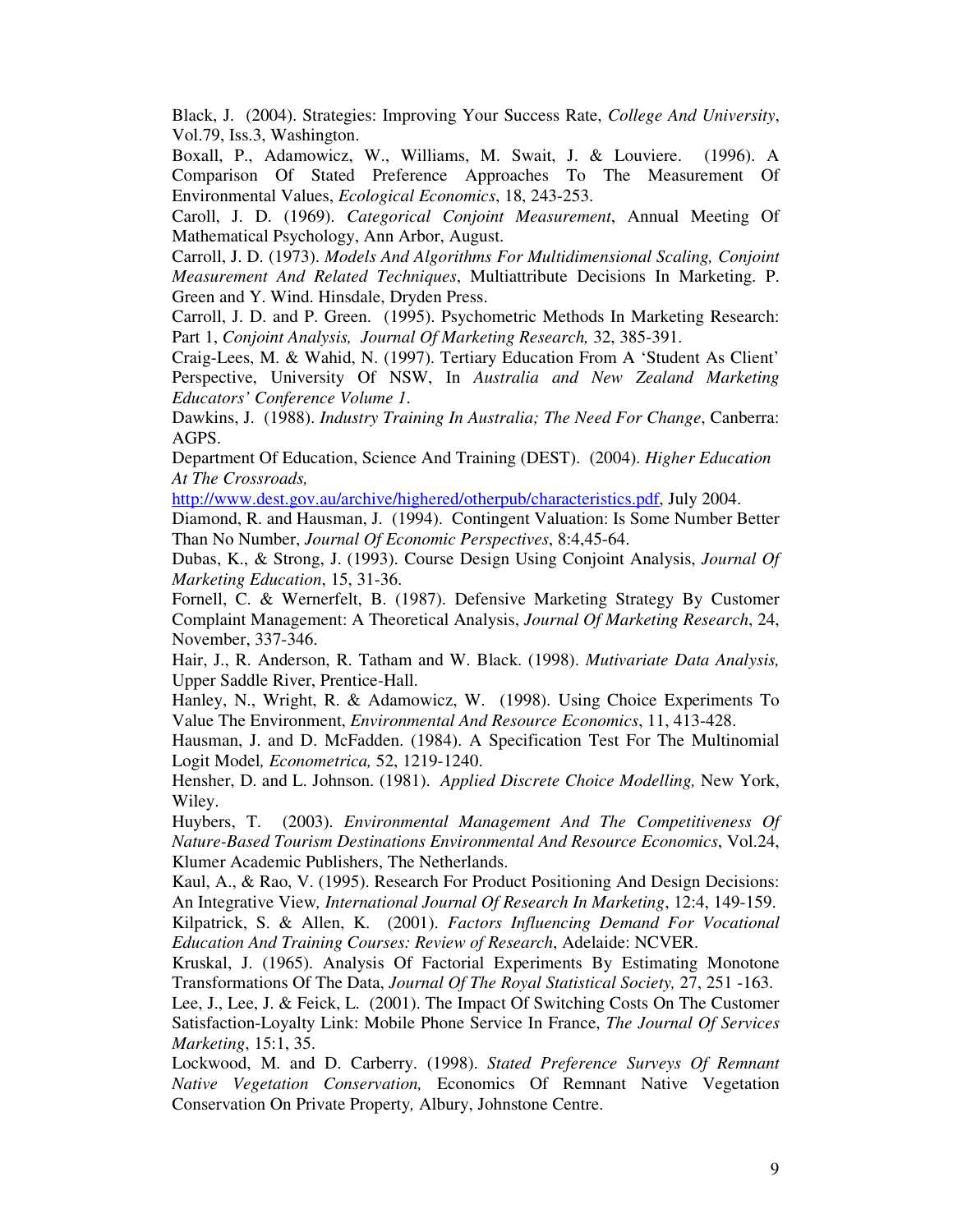Black, J. (2004). Strategies: Improving Your Success Rate, *College And University*, Vol.79, Iss.3, Washington.

Boxall, P., Adamowicz, W., Williams, M. Swait, J. & Louviere. (1996). A Comparison Of Stated Preference Approaches To The Measurement Of Environmental Values, *Ecological Economics*, 18, 243-253.

Caroll, J. D. (1969). *Categorical Conjoint Measurement*, Annual Meeting Of Mathematical Psychology, Ann Arbor, August.

Carroll, J. D. (1973). *Models And Algorithms For Multidimensional Scaling, Conjoint Measurement And Related Techniques*, Multiattribute Decisions In Marketing. P. Green and Y. Wind. Hinsdale, Dryden Press.

Carroll, J. D. and P. Green. (1995). Psychometric Methods In Marketing Research: Part 1, *Conjoint Analysis, Journal Of Marketing Research,* 32, 385-391.

Craig-Lees, M. & Wahid, N. (1997). Tertiary Education From A 'Student As Client' Perspective, University Of NSW, In *Australia and New Zealand Marketing Educators' Conference Volume 1*.

Dawkins, J. (1988). *Industry Training In Australia; The Need For Change*, Canberra: AGPS.

Department Of Education, Science And Training (DEST). (2004). *Higher Education At The Crossroads,* http://www.dest.gov.au/archive/highered/otherpub/characteristics.pdf, July 2004.

Diamond, R. and Hausman, J. (1994). Contingent Valuation: Is Some Number Better Than No Number, *Journal Of Economic Perspectives*, 8:4,45-64.

Dubas, K., & Strong, J. (1993). Course Design Using Conjoint Analysis, *Journal Of Marketing Education*, 15, 31-36.

Fornell, C. & Wernerfelt, B. (1987). Defensive Marketing Strategy By Customer Complaint Management: A Theoretical Analysis, *Journal Of Marketing Research*, 24, November, 337-346.

Hair, J., R. Anderson, R. Tatham and W. Black. (1998). *Mutivariate Data Analysis,* Upper Saddle River, Prentice-Hall.

Hanley, N., Wright, R. & Adamowicz, W. (1998). Using Choice Experiments To Value The Environment, *Environmental And Resource Economics*, 11, 413-428.

Hausman, J. and D. McFadden. (1984). A Specification Test For The Multinomial Logit Model*, Econometrica,* 52, 1219-1240.

Hensher, D. and L. Johnson. (1981). *Applied Discrete Choice Modelling,* New York, Wiley.

Huybers, T. (2003). *Environmental Management And The Competitiveness Of Nature-Based Tourism Destinations Environmental And Resource Economics*, Vol.24, Klumer Academic Publishers, The Netherlands.

Kaul, A., & Rao, V. (1995). Research For Product Positioning And Design Decisions: An Integrative View*, International Journal Of Research In Marketing*, 12:4, 149-159.

Kilpatrick, S. & Allen, K. (2001). *Factors Influencing Demand For Vocational Education And Training Courses: Review of Research*, Adelaide: NCVER.

Kruskal, J. (1965). Analysis Of Factorial Experiments By Estimating Monotone Transformations Of The Data, *Journal Of The Royal Statistical Society,* 27, 251 -163.

Lee, J., Lee, J. & Feick, L. (2001). The Impact Of Switching Costs On The Customer Satisfaction-Loyalty Link: Mobile Phone Service In France, *The Journal Of Services Marketing*, 15:1, 35.

Lockwood, M. and D. Carberry. (1998). *Stated Preference Surveys Of Remnant Native Vegetation Conservation,* Economics Of Remnant Native Vegetation Conservation On Private Property*,* Albury, Johnstone Centre.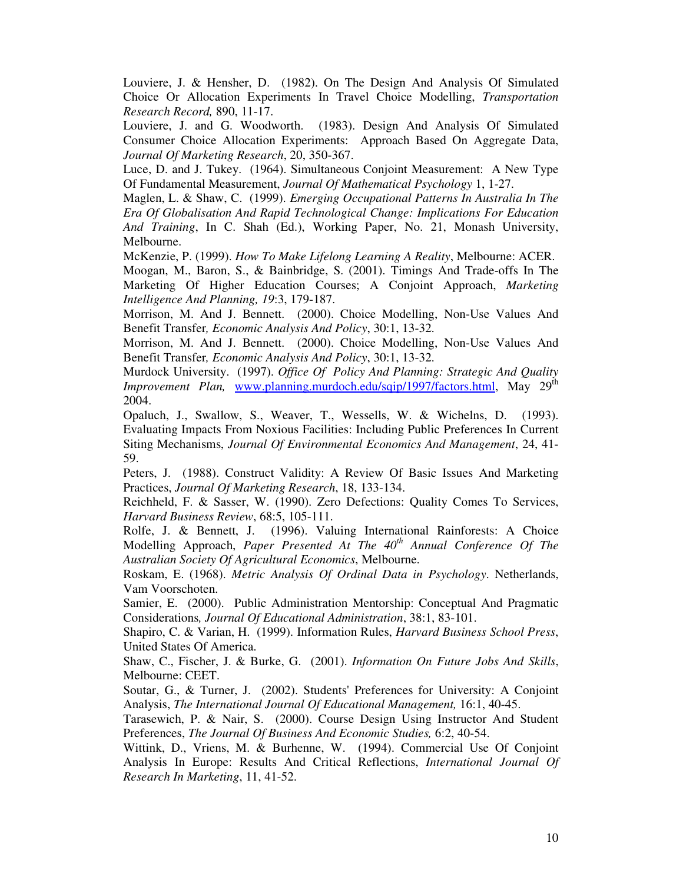Louviere, J. & Hensher, D. (1982). On The Design And Analysis Of Simulated Choice Or Allocation Experiments In Travel Choice Modelling, *Transportation Research Record,* 890, 11-17.

Louviere, J. and G. Woodworth. (1983). Design And Analysis Of Simulated Consumer Choice Allocation Experiments: Approach Based On Aggregate Data, *Journal Of Marketing Research*, 20, 350-367.

Luce, D. and J. Tukey. (1964). Simultaneous Conjoint Measurement: A New Type Of Fundamental Measurement, *Journal Of Mathematical Psychology* 1, 1-27.

Maglen, L. & Shaw, C. (1999). *Emerging Occupational Patterns In Australia In The Era Of Globalisation And Rapid Technological Change: Implications For Education And Training*, In C. Shah (Ed.), Working Paper, No. 21, Monash University, Melbourne.

McKenzie, P. (1999). *How To Make Lifelong Learning A Reality*, Melbourne: ACER.

Moogan, M., Baron, S., & Bainbridge, S. (2001). Timings And Trade-offs In The Marketing Of Higher Education Courses; A Conjoint Approach, *Marketing Intelligence And Planning, 19*:3, 179-187.

Morrison, M. And J. Bennett. (2000). Choice Modelling, Non-Use Values And Benefit Transfer*, Economic Analysis And Policy*, 30:1, 13-32.

Morrison, M. And J. Bennett. (2000). Choice Modelling, Non-Use Values And Benefit Transfer*, Economic Analysis And Policy*, 30:1, 13-32.

Murdock University. (1997). *Office Of Policy And Planning: Strategic And Quality Improvement Plan,* www.planning.murdoch.edu/sqip/1997/factors.html, May 29th 2004.

Opaluch, J., Swallow, S., Weaver, T., Wessells, W. & Wichelns, D. (1993). Evaluating Impacts From Noxious Facilities: Including Public Preferences In Current Siting Mechanisms, *Journal Of Environmental Economics And Management*, 24, 41-59.

Peters, J. (1988). Construct Validity: A Review Of Basic Issues And Marketing Practices, *Journal Of Marketing Research*, 18, 133-134.

Reichheld, F. & Sasser, W. (1990). Zero Defections: Quality Comes To Services, *Harvard Business Review*, 68:5, 105-111.

Rolfe, J. & Bennett, J. (1996). Valuing International Rainforests: A Choice Modelling Approach, *Paper Presented At The 40th Annual Conference Of The Australian Society Of Agricultural Economics*, Melbourne.

Roskam, E. (1968). *Metric Analysis Of Ordinal Data in Psychology*. Netherlands, Vam Voorschoten.

Samier, E. (2000). Public Administration Mentorship: Conceptual And Pragmatic Considerations*, Journal Of Educational Administration*, 38:1, 83-101.

Shapiro, C. & Varian, H. (1999). Information Rules, *Harvard Business School Press*, United States Of America.

Shaw, C., Fischer, J. & Burke, G. (2001). *Information On Future Jobs And Skills*, Melbourne: CEET.

Soutar, G., & Turner, J. (2002). Students' Preferences for University: A Conjoint Analysis, *The International Journal Of Educational Management,* 16:1, 40-45.

Tarasewich, P. & Nair, S. (2000). Course Design Using Instructor And Student Preferences, *The Journal Of Business And Economic Studies,* 6:2, 40-54.

Wittink, D., Vriens, M. & Burhenne, W. (1994). Commercial Use Of Conjoint Analysis In Europe: Results And Critical Reflections, *International Journal Of Research In Marketing*, 11, 41-52.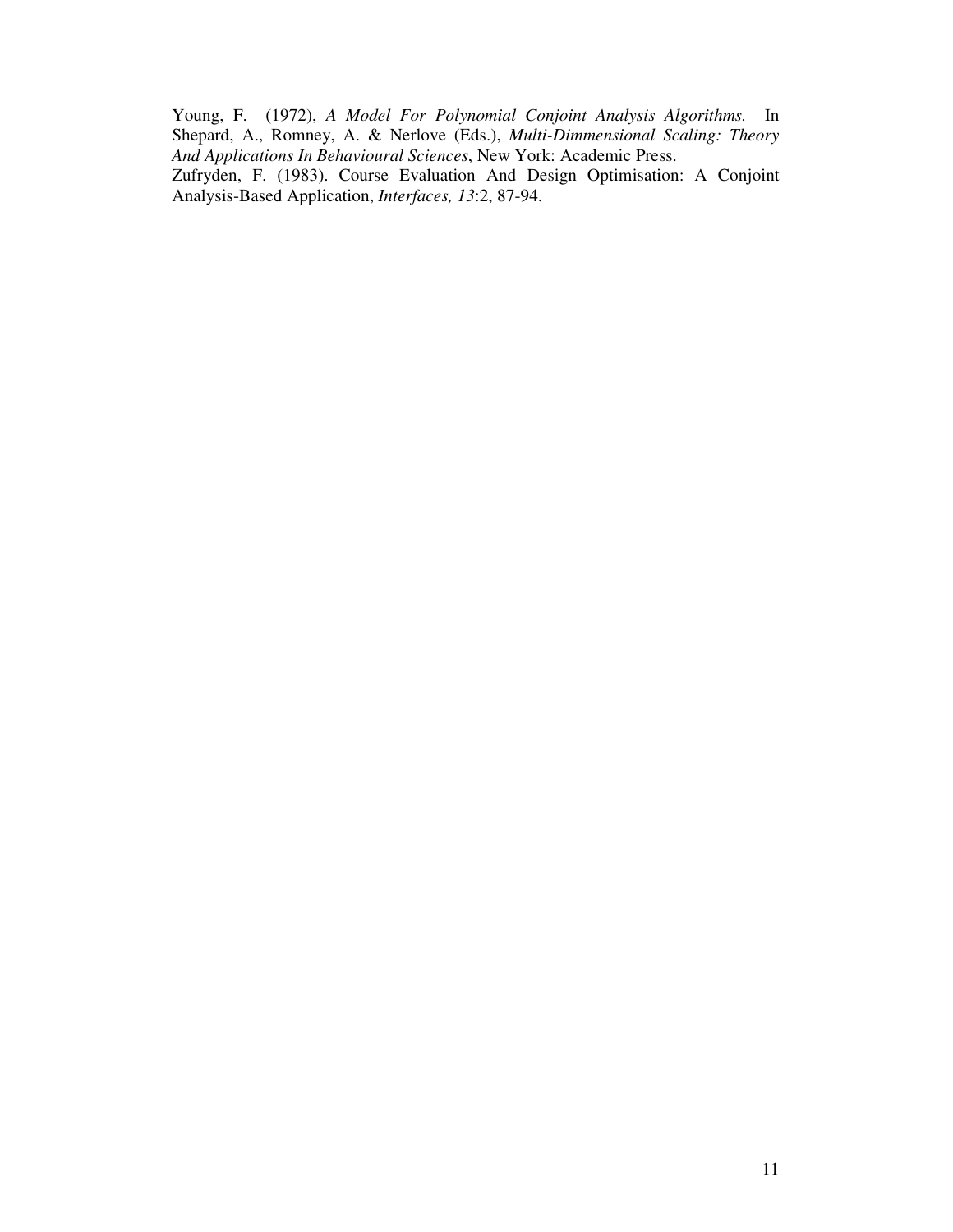Young, F. (1972), *A Model For Polynomial Conjoint Analysis Algorithms.* In Shepard, A., Romney, A. & Nerlove (Eds.), *Multi-Dimmensional Scaling: Theory And Applications In Behavioural Sciences*, New York: Academic Press.

Zufryden, F. (1983). Course Evaluation And Design Optimisation: A Conjoint Analysis-Based Application, *Interfaces, 13*:2, 87-94.